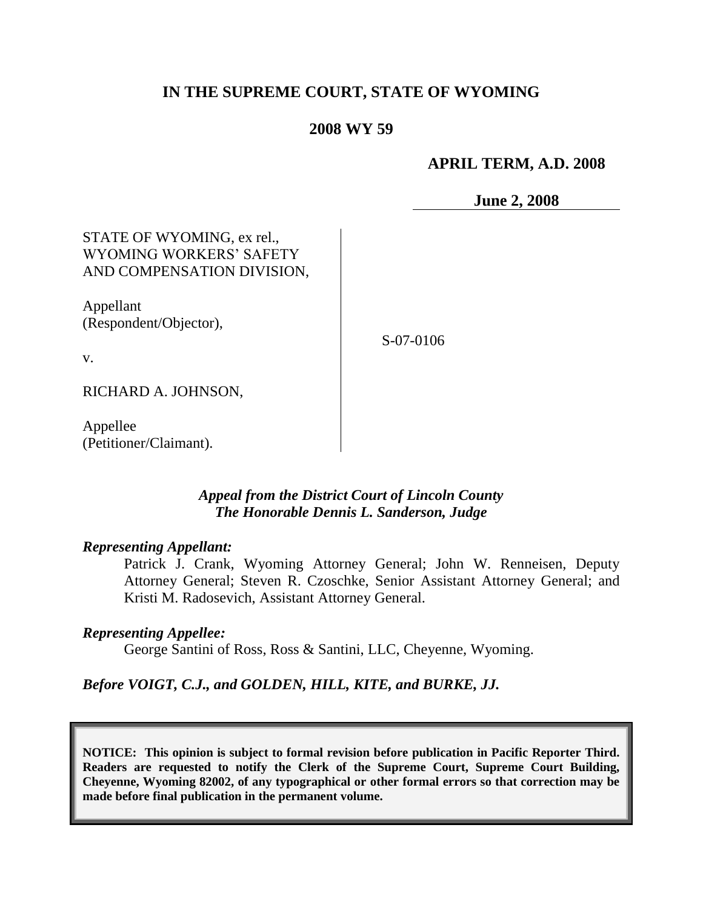# IN THE SUPREME COURT, STATE OF WYOMING

**2008 WY 59**

**APRIL TERM, A.D. 2008**

**June 2, 2008**

STATE OF WYOMING, ex rel., WYOMING WORKERS' SAFETY AND COMPENSATION DIVISION,

Appellant (Respondent/Objector),

v.

RICHARD A. JOHNSON,

Appellee (Petitioner/Claimant).

S-07-0106

*Appeal from the District Court of Lincoln County*
*The Honorable Dennis L. Sanderson, Judge*

***Representing Appellant:***

Patrick J. Crank, Wyoming Attorney General; John W. Renneisen, Deputy Attorney General; Steven R. Czoschke, Senior Assistant Attorney General; and Kristi M. Radosevich, Assistant Attorney General.

***Representing Appellee:***

George Santini of Ross, Ross & Santini, LLC, Cheyenne, Wyoming.

***Before VOIGT, C.J., and GOLDEN, HILL, KITE, and BURKE, JJ.***

**NOTICE: This opinion is subject to formal revision before publication in Pacific Reporter Third. Readers are requested to notify the Clerk of the Supreme Court, Supreme Court Building, Cheyenne, Wyoming 82002, of any typographical or other formal errors so that correction may be made before final publication in the permanent volume.**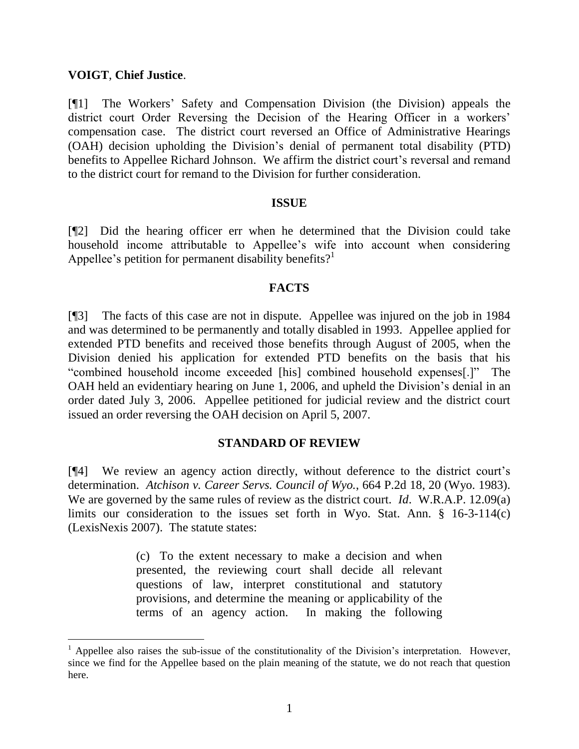**VOIGT**, **Chief Justice**.

[¶1] The Workers' Safety and Compensation Division (the Division) appeals the district court Order Reversing the Decision of the Hearing Officer in a workers' compensation case. The district court reversed an Office of Administrative Hearings (OAH) decision upholding the Division's denial of permanent total disability (PTD) benefits to Appellee Richard Johnson. We affirm the district court's reversal and remand to the district court for remand to the Division for further consideration.

## ISSUE

[¶2] Did the hearing officer err when he determined that the Division could take household income attributable to Appellee's wife into account when considering Appellee's petition for permanent disability benefits?[1]

## FACTS

[¶3] The facts of this case are not in dispute. Appellee was injured on the job in 1984 and was determined to be permanently and totally disabled in 1993. Appellee applied for extended PTD benefits and received those benefits through August of 2005, when the Division denied his application for extended PTD benefits on the basis that his "combined household income exceeded [his] combined household expenses[.]" The OAH held an evidentiary hearing on June 1, 2006, and upheld the Division's denial in an order dated July 3, 2006. Appellee petitioned for judicial review and the district court issued an order reversing the OAH decision on April 5, 2007.

## STANDARD OF REVIEW

[¶4] We review an agency action directly, without deference to the district court's determination. *Atchison v. Career Servs. Council of Wyo.*, 664 P.2d 18, 20 (Wyo. 1983). We are governed by the same rules of review as the district court. *Id*. W.R.A.P. 12.09(a) limits our consideration to the issues set forth in Wyo. Stat. Ann. § 16-3-114(c) (LexisNexis 2007). The statute states:

> (c) To the extent necessary to make a decision and when presented, the reviewing court shall decide all relevant questions of law, interpret constitutional and statutory provisions, and determine the meaning or applicability of the terms of an agency action. In making the following

---

[1] Appellee also raises the sub-issue of the constitutionality of the Division's interpretation. However, since we find for the Appellee based on the plain meaning of the statute, we do not reach that question here.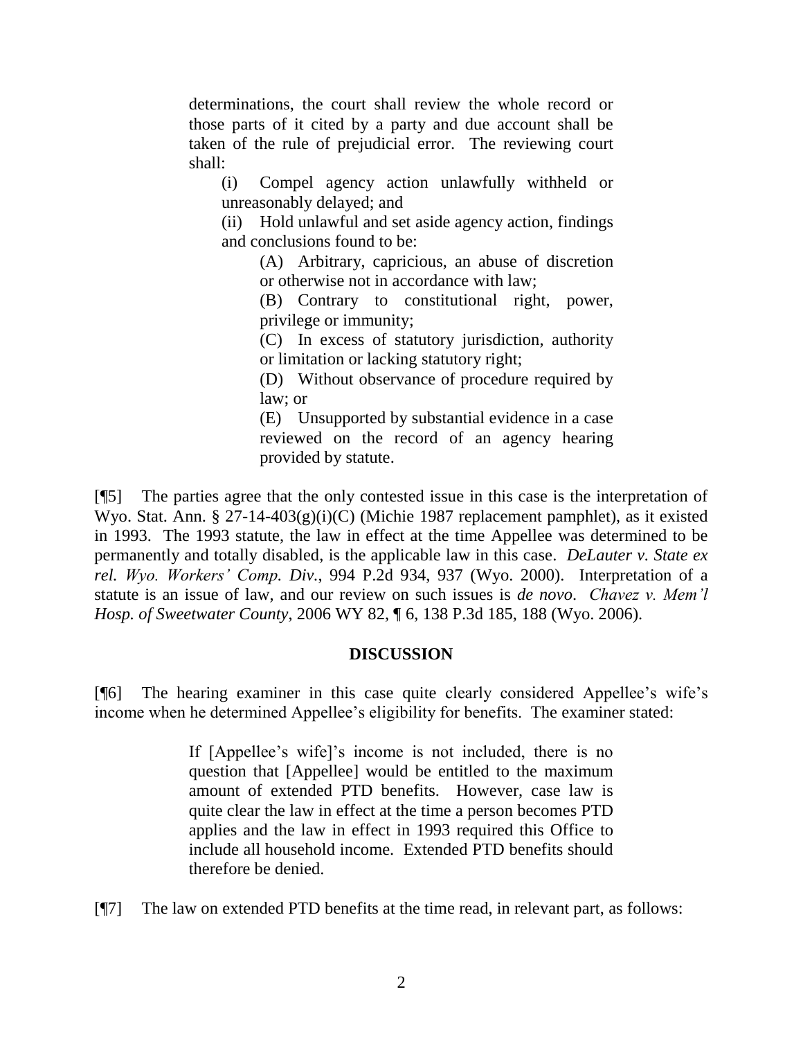> determinations, the court shall review the whole record or those parts of it cited by a party and due account shall be taken of the rule of prejudicial error. The reviewing court shall:
>
> (i) Compel agency action unlawfully withheld or unreasonably delayed; and
>
> (ii) Hold unlawful and set aside agency action, findings and conclusions found to be:
>
> > (A) Arbitrary, capricious, an abuse of discretion or otherwise not in accordance with law;
> >
> > (B) Contrary to constitutional right, power, privilege or immunity;
> >
> > (C) In excess of statutory jurisdiction, authority or limitation or lacking statutory right;
> >
> > (D) Without observance of procedure required by law; or
> >
> > (E) Unsupported by substantial evidence in a case reviewed on the record of an agency hearing provided by statute.

[¶5] The parties agree that the only contested issue in this case is the interpretation of Wyo. Stat. Ann. § 27-14-403(g)(i)(C) (Michie 1987 replacement pamphlet), as it existed in 1993. The 1993 statute, the law in effect at the time Appellee was determined to be permanently and totally disabled, is the applicable law in this case. *DeLauter v. State ex rel. Wyo. Workers' Comp. Div.*, 994 P.2d 934, 937 (Wyo. 2000). Interpretation of a statute is an issue of law, and our review on such issues is *de novo*. *Chavez v. Mem'l Hosp. of Sweetwater County*, 2006 WY 82, ¶ 6, 138 P.3d 185, 188 (Wyo. 2006).

## DISCUSSION

[¶6] The hearing examiner in this case quite clearly considered Appellee's wife's income when he determined Appellee's eligibility for benefits. The examiner stated:

> If [Appellee's wife]'s income is not included, there is no question that [Appellee] would be entitled to the maximum amount of extended PTD benefits. However, case law is quite clear the law in effect at the time a person becomes PTD applies and the law in effect in 1993 required this Office to include all household income. Extended PTD benefits should therefore be denied.

[¶7] The law on extended PTD benefits at the time read, in relevant part, as follows: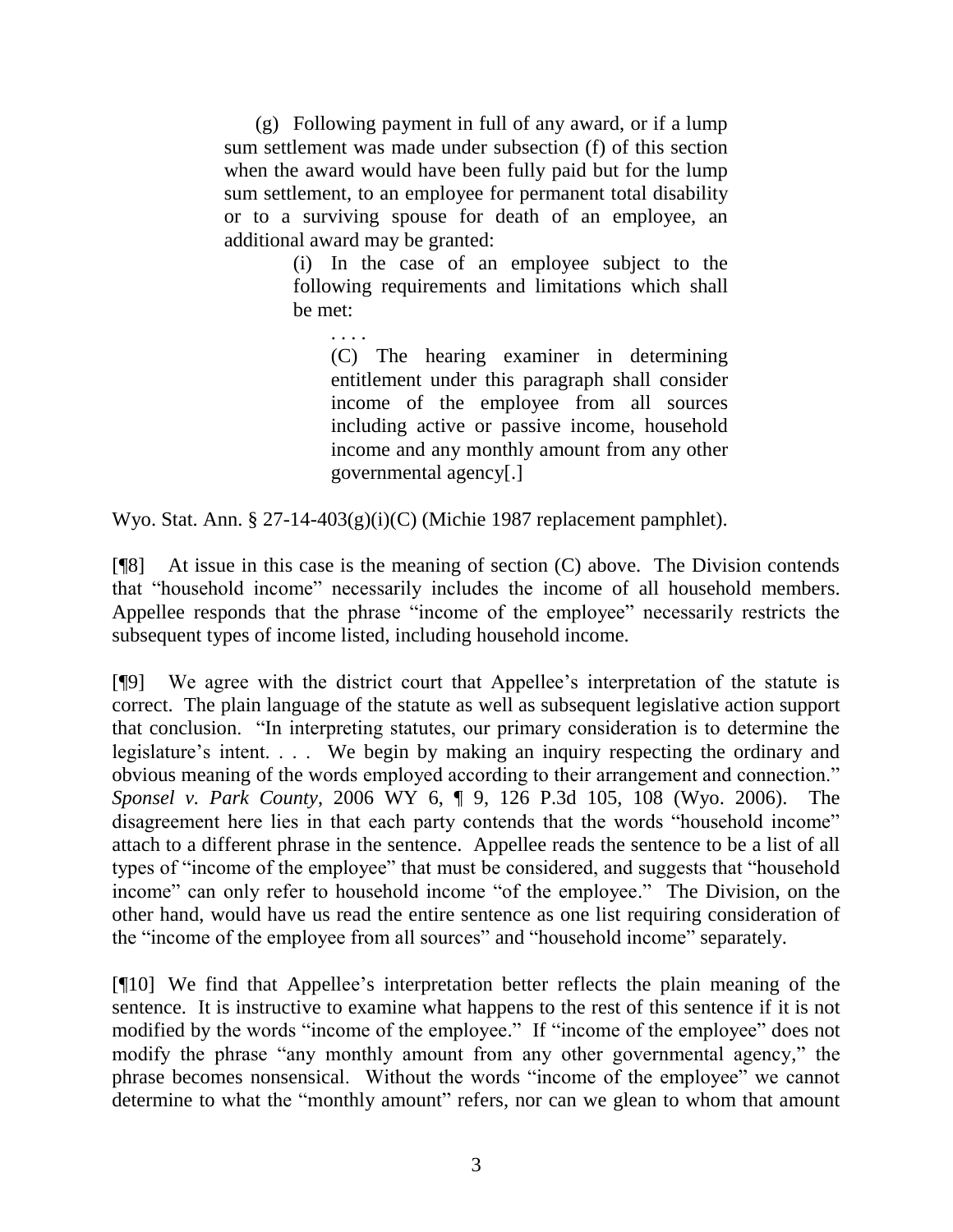> (g) Following payment in full of any award, or if a lump sum settlement was made under subsection (f) of this section when the award would have been fully paid but for the lump sum settlement, to an employee for permanent total disability or to a surviving spouse for death of an employee, an additional award may be granted:
>
> > (i) In the case of an employee subject to the following requirements and limitations which shall be met:
> >
> > > . . . .
> > >
> > > (C) The hearing examiner in determining entitlement under this paragraph shall consider income of the employee from all sources including active or passive income, household income and any monthly amount from any other governmental agency[.]

Wyo. Stat. Ann. § 27-14-403(g)(i)(C) (Michie 1987 replacement pamphlet).

[¶8] At issue in this case is the meaning of section (C) above. The Division contends that "household income" necessarily includes the income of all household members. Appellee responds that the phrase "income of the employee" necessarily restricts the subsequent types of income listed, including household income.

[¶9] We agree with the district court that Appellee's interpretation of the statute is correct. The plain language of the statute as well as subsequent legislative action support that conclusion. "In interpreting statutes, our primary consideration is to determine the legislature's intent. . . . We begin by making an inquiry respecting the ordinary and obvious meaning of the words employed according to their arrangement and connection." *Sponsel v. Park County*, 2006 WY 6, ¶ 9, 126 P.3d 105, 108 (Wyo. 2006). The disagreement here lies in that each party contends that the words "household income" attach to a different phrase in the sentence. Appellee reads the sentence to be a list of all types of "income of the employee" that must be considered, and suggests that "household income" can only refer to household income "of the employee." The Division, on the other hand, would have us read the entire sentence as one list requiring consideration of the "income of the employee from all sources" and "household income" separately.

[¶10] We find that Appellee's interpretation better reflects the plain meaning of the sentence. It is instructive to examine what happens to the rest of this sentence if it is not modified by the words "income of the employee." If "income of the employee" does not modify the phrase "any monthly amount from any other governmental agency," the phrase becomes nonsensical. Without the words "income of the employee" we cannot determine to what the "monthly amount" refers, nor can we glean to whom that amount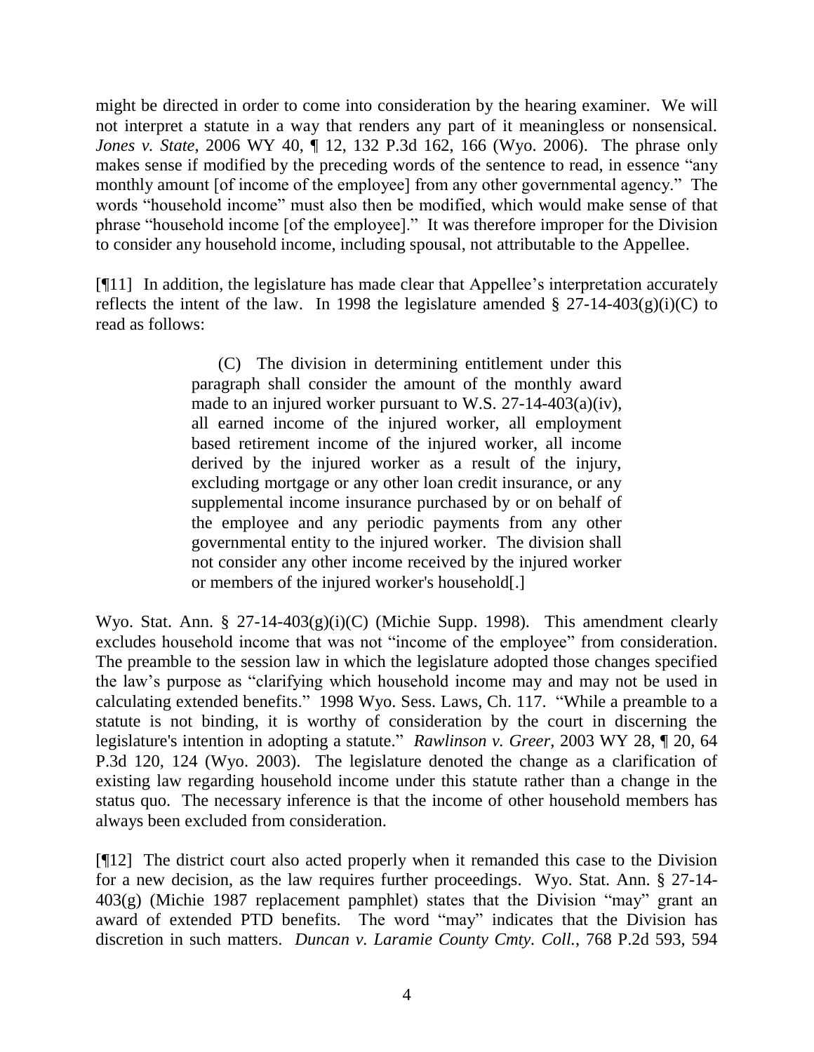might be directed in order to come into consideration by the hearing examiner. We will not interpret a statute in a way that renders any part of it meaningless or nonsensical. *Jones v. State*, 2006 WY 40, ¶ 12, 132 P.3d 162, 166 (Wyo. 2006). The phrase only makes sense if modified by the preceding words of the sentence to read, in essence "any monthly amount [of income of the employee] from any other governmental agency." The words "household income" must also then be modified, which would make sense of that phrase "household income [of the employee]." It was therefore improper for the Division to consider any household income, including spousal, not attributable to the Appellee.

[¶11] In addition, the legislature has made clear that Appellee's interpretation accurately reflects the intent of the law. In 1998 the legislature amended § 27-14-403(g)(i)(C) to read as follows:

> (C) The division in determining entitlement under this paragraph shall consider the amount of the monthly award made to an injured worker pursuant to W.S. 27-14-403(a)(iv), all earned income of the injured worker, all employment based retirement income of the injured worker, all income derived by the injured worker as a result of the injury, excluding mortgage or any other loan credit insurance, or any supplemental income insurance purchased by or on behalf of the employee and any periodic payments from any other governmental entity to the injured worker. The division shall not consider any other income received by the injured worker or members of the injured worker's household[.]

Wyo. Stat. Ann. § 27-14-403(g)(i)(C) (Michie Supp. 1998). This amendment clearly excludes household income that was not "income of the employee" from consideration. The preamble to the session law in which the legislature adopted those changes specified the law's purpose as "clarifying which household income may and may not be used in calculating extended benefits." 1998 Wyo. Sess. Laws, Ch. 117. "While a preamble to a statute is not binding, it is worthy of consideration by the court in discerning the legislature's intention in adopting a statute." *Rawlinson v. Greer*, 2003 WY 28, ¶ 20, 64 P.3d 120, 124 (Wyo. 2003). The legislature denoted the change as a clarification of existing law regarding household income under this statute rather than a change in the status quo. The necessary inference is that the income of other household members has always been excluded from consideration.

[¶12] The district court also acted properly when it remanded this case to the Division for a new decision, as the law requires further proceedings. Wyo. Stat. Ann. § 27-14-403(g) (Michie 1987 replacement pamphlet) states that the Division "may" grant an award of extended PTD benefits. The word "may" indicates that the Division has discretion in such matters. *Duncan v. Laramie County Cmty. Coll.*, 768 P.2d 593, 594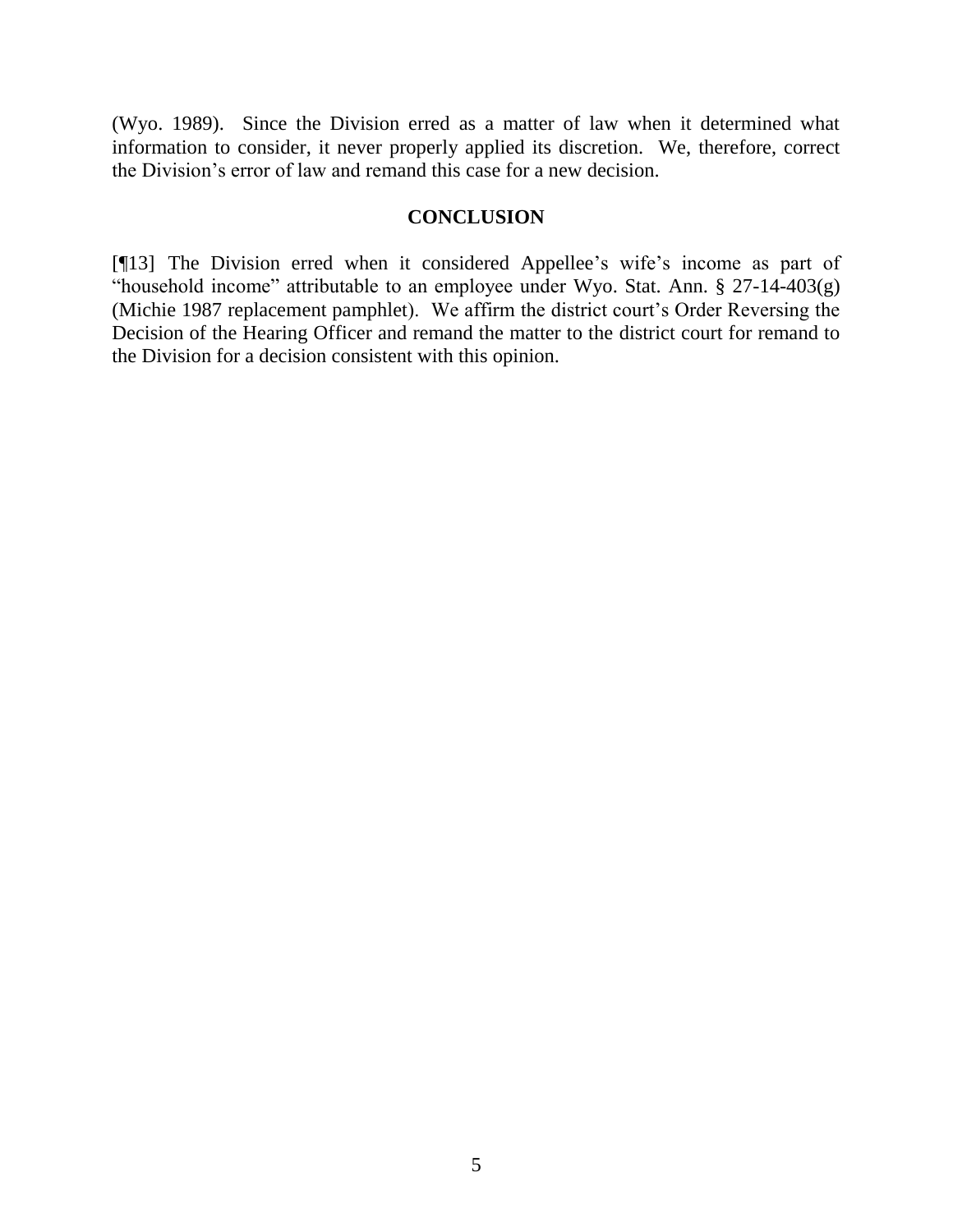(Wyo. 1989). Since the Division erred as a matter of law when it determined what information to consider, it never properly applied its discretion. We, therefore, correct the Division's error of law and remand this case for a new decision.

## CONCLUSION

[¶13] The Division erred when it considered Appellee's wife's income as part of "household income" attributable to an employee under Wyo. Stat. Ann. § 27-14-403(g) (Michie 1987 replacement pamphlet). We affirm the district court's Order Reversing the Decision of the Hearing Officer and remand the matter to the district court for remand to the Division for a decision consistent with this opinion.